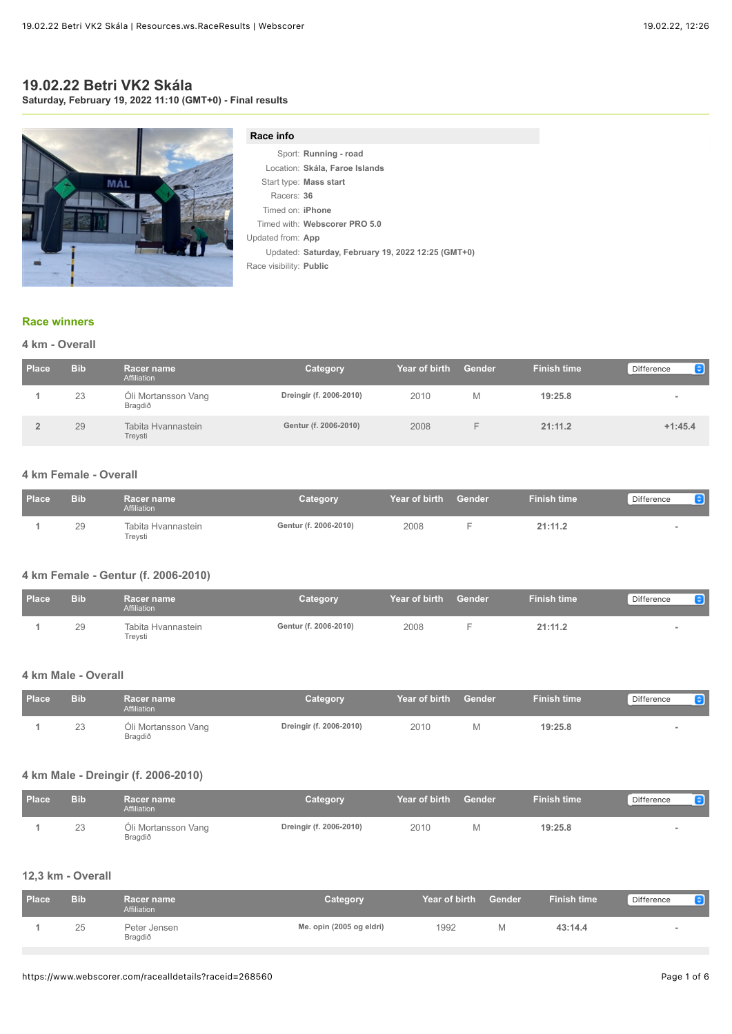# 19.02.22 Betri VK2 Skála

**Saturday, February 19, 2022 11:10 (GMT+0) - Final results**

## Race info

| | |
|---|---|
| Sport: | **Running - road** |
| Location: | **Skála, Faroe Islands** |
| Start type: | **Mass start** |
| Racers: | **36** |
| Timed on: | **iPhone** |
| Timed with: | **Webscorer PRO 5.0** |
| Updated from: | **App** |
| Updated: | **Saturday, February 19, 2022 12:25 (GMT+0)** |
| Race visibility: | **Public** |

## Race winners

### 4 km - Overall

| Place | Bib | Racer name / Affiliation | Category | Year of birth | Gender | Finish time | Difference |
|---|---|---|---|---|---|---|---|
| 1 | 23 | Óli Mortansson Vang<br>Bragdið | Dreingir (f. 2006-2010) | 2010 | M | **19:25.8** | - |
| 2 | 29 | Tabita Hvannastein<br>Treysti | Gentur (f. 2006-2010) | 2008 | F | **21:11.2** | **+1:45.4** |

### 4 km Female - Overall

| Place | Bib | Racer name / Affiliation | Category | Year of birth | Gender | Finish time | Difference |
|---|---|---|---|---|---|---|---|
| 1 | 29 | Tabita Hvannastein<br>Treysti | Gentur (f. 2006-2010) | 2008 | F | **21:11.2** | - |

### 4 km Female - Gentur (f. 2006-2010)

| Place | Bib | Racer name / Affiliation | Category | Year of birth | Gender | Finish time | Difference |
|---|---|---|---|---|---|---|---|
| 1 | 29 | Tabita Hvannastein<br>Treysti | Gentur (f. 2006-2010) | 2008 | F | **21:11.2** | - |

### 4 km Male - Overall

| Place | Bib | Racer name / Affiliation | Category | Year of birth | Gender | Finish time | Difference |
|---|---|---|---|---|---|---|---|
| 1 | 23 | Óli Mortansson Vang<br>Bragdið | Dreingir (f. 2006-2010) | 2010 | M | **19:25.8** | - |

### 4 km Male - Dreingir (f. 2006-2010)

| Place | Bib | Racer name / Affiliation | Category | Year of birth | Gender | Finish time | Difference |
|---|---|---|---|---|---|---|---|
| 1 | 23 | Óli Mortansson Vang<br>Bragdið | Dreingir (f. 2006-2010) | 2010 | M | **19:25.8** | - |

### 12,3 km - Overall

| Place | Bib | Racer name / Affiliation | Category | Year of birth | Gender | Finish time | Difference |
|---|---|---|---|---|---|---|---|
| 1 | 25 | Peter Jensen<br>Bragdið | Me. opin (2005 og eldri) | 1992 | M | **43:14.4** | - |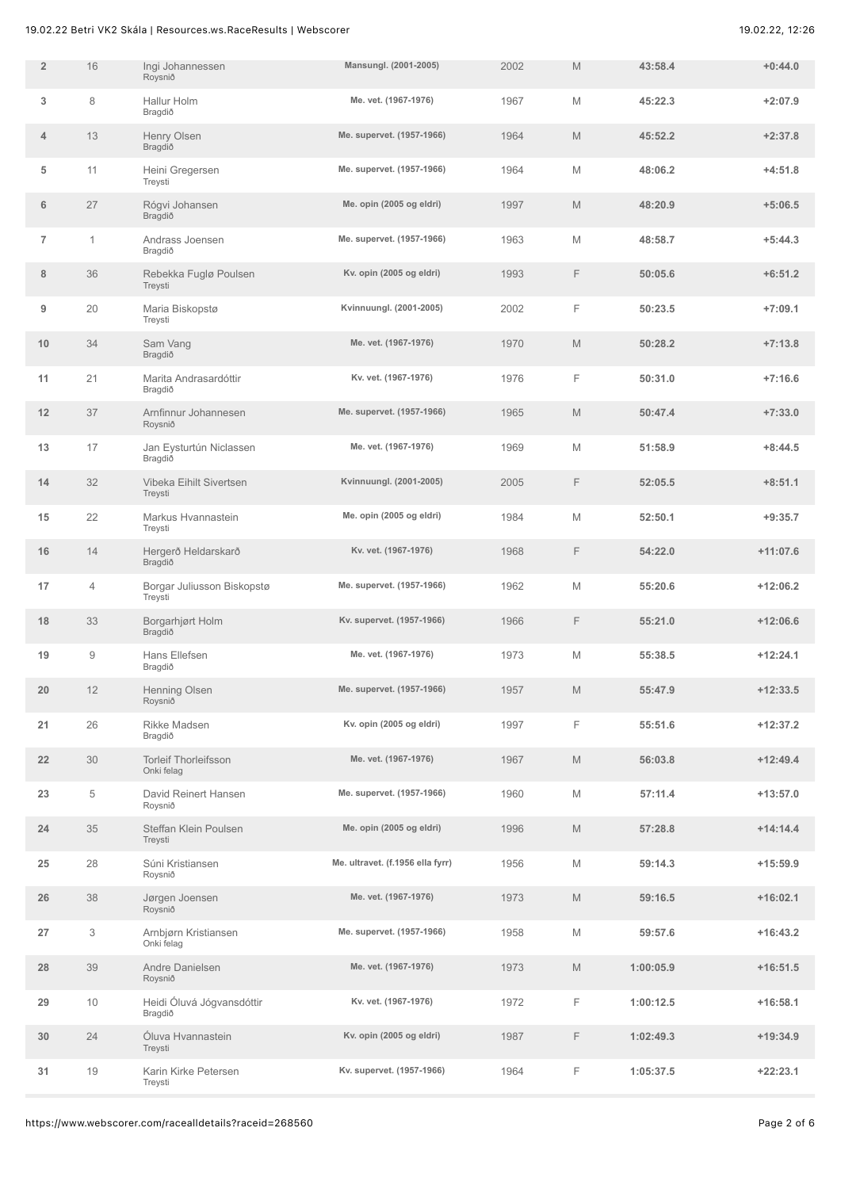| | | | | | | | |
|---|---|---|---|---|---|---|---|
| 2 | 16 | Ingi Johannessen<br>Roysnið | Mansungl. (2001-2005) | 2002 | M | 43:58.4 | +0:44.0 |
| 3 | 8 | Hallur Holm<br>Bragdið | Me. vet. (1967-1976) | 1967 | M | 45:22.3 | +2:07.9 |
| 4 | 13 | Henry Olsen<br>Bragdið | Me. supervet. (1957-1966) | 1964 | M | 45:52.2 | +2:37.8 |
| 5 | 11 | Heini Gregersen<br>Treysti | Me. supervet. (1957-1966) | 1964 | M | 48:06.2 | +4:51.8 |
| 6 | 27 | Rógvi Johansen<br>Bragdið | Me. opin (2005 og eldri) | 1997 | M | 48:20.9 | +5:06.5 |
| 7 | 1 | Andrass Joensen<br>Bragdið | Me. supervet. (1957-1966) | 1963 | M | 48:58.7 | +5:44.3 |
| 8 | 36 | Rebekka Fuglø Poulsen<br>Treysti | Kv. opin (2005 og eldri) | 1993 | F | 50:05.6 | +6:51.2 |
| 9 | 20 | Maria Biskopstø<br>Treysti | Kvinnuungl. (2001-2005) | 2002 | F | 50:23.5 | +7:09.1 |
| 10 | 34 | Sam Vang<br>Bragdið | Me. vet. (1967-1976) | 1970 | M | 50:28.2 | +7:13.8 |
| 11 | 21 | Marita Andrasardóttir<br>Bragdið | Kv. vet. (1967-1976) | 1976 | F | 50:31.0 | +7:16.6 |
| 12 | 37 | Arnfinnur Johannesen<br>Roysnið | Me. supervet. (1957-1966) | 1965 | M | 50:47.4 | +7:33.0 |
| 13 | 17 | Jan Eysturtún Niclassen<br>Bragdið | Me. vet. (1967-1976) | 1969 | M | 51:58.9 | +8:44.5 |
| 14 | 32 | Vibeka Eihilt Sivertsen<br>Treysti | Kvinnuungl. (2001-2005) | 2005 | F | 52:05.5 | +8:51.1 |
| 15 | 22 | Markus Hvannastein<br>Treysti | Me. opin (2005 og eldri) | 1984 | M | 52:50.1 | +9:35.7 |
| 16 | 14 | Hergerð Heldarskarð<br>Bragdið | Kv. vet. (1967-1976) | 1968 | F | 54:22.0 | +11:07.6 |
| 17 | 4 | Borgar Juliusson Biskopstø<br>Treysti | Me. supervet. (1957-1966) | 1962 | M | 55:20.6 | +12:06.2 |
| 18 | 33 | Borgarhjørt Holm<br>Bragdið | Kv. supervet. (1957-1966) | 1966 | F | 55:21.0 | +12:06.6 |
| 19 | 9 | Hans Ellefsen<br>Bragdið | Me. vet. (1967-1976) | 1973 | M | 55:38.5 | +12:24.1 |
| 20 | 12 | Henning Olsen<br>Roysnið | Me. supervet. (1957-1966) | 1957 | M | 55:47.9 | +12:33.5 |
| 21 | 26 | Rikke Madsen<br>Bragdið | Kv. opin (2005 og eldri) | 1997 | F | 55:51.6 | +12:37.2 |
| 22 | 30 | Torleif Thorleifsson<br>Onki felag | Me. vet. (1967-1976) | 1967 | M | 56:03.8 | +12:49.4 |
| 23 | 5 | David Reinert Hansen<br>Roysnið | Me. supervet. (1957-1966) | 1960 | M | 57:11.4 | +13:57.0 |
| 24 | 35 | Steffan Klein Poulsen<br>Treysti | Me. opin (2005 og eldri) | 1996 | M | 57:28.8 | +14:14.4 |
| 25 | 28 | Súni Kristiansen<br>Roysnið | Me. ultravet. (f.1956 ella fyrr) | 1956 | M | 59:14.3 | +15:59.9 |
| 26 | 38 | Jørgen Joensen<br>Roysnið | Me. vet. (1967-1976) | 1973 | M | 59:16.5 | +16:02.1 |
| 27 | 3 | Arnbjørn Kristiansen<br>Onki felag | Me. supervet. (1957-1966) | 1958 | M | 59:57.6 | +16:43.2 |
| 28 | 39 | Andre Danielsen<br>Roysnið | Me. vet. (1967-1976) | 1973 | M | 1:00:05.9 | +16:51.5 |
| 29 | 10 | Heidi Óluvá Jógvansdóttir<br>Bragdið | Kv. vet. (1967-1976) | 1972 | F | 1:00:12.5 | +16:58.1 |
| 30 | 24 | Óluva Hvannastein<br>Treysti | Kv. opin (2005 og eldri) | 1987 | F | 1:02:49.3 | +19:34.9 |
| 31 | 19 | Karin Kirke Petersen<br>Treysti | Kv. supervet. (1957-1966) | 1964 | F | 1:05:37.5 | +22:23.1 |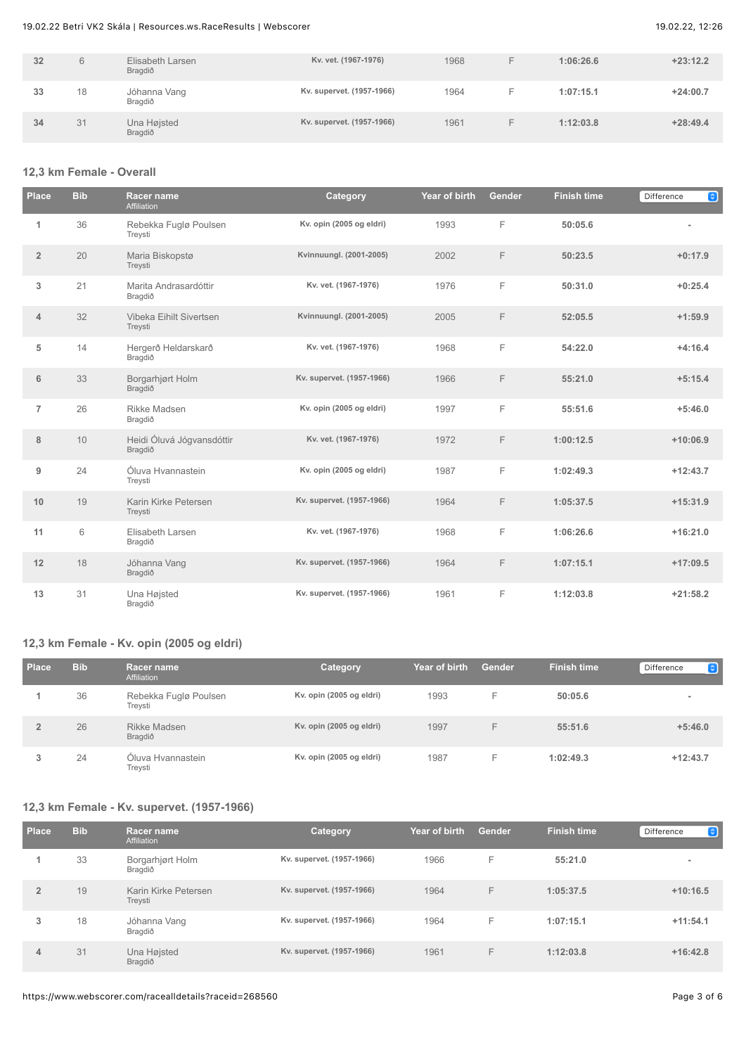| Place | Bib | Racer name<br>Affiliation | Category | Year of birth | Gender | Finish time | Difference |
|---|---|---|---|---|---|---|---|
| 32 | 6 | Elisabeth Larsen<br>Bragdið | Kv. vet. (1967-1976) | 1968 | F | 1:06:26.6 | +23:12.2 |
| 33 | 18 | Jóhanna Vang<br>Bragdið | Kv. supervet. (1957-1966) | 1964 | F | 1:07:15.1 | +24:00.7 |
| 34 | 31 | Una Højsted<br>Bragdið | Kv. supervet. (1957-1966) | 1961 | F | 1:12:03.8 | +28:49.4 |

## 12,3 km Female - Overall

| Place | Bib | Racer name<br>Affiliation | Category | Year of birth | Gender | Finish time | Difference |
|---|---|---|---|---|---|---|---|
| 1 | 36 | Rebekka Fuglø Poulsen<br>Treysti | Kv. opin (2005 og eldri) | 1993 | F | 50:05.6 | - |
| 2 | 20 | Maria Biskopstø<br>Treysti | Kvinnuungl. (2001-2005) | 2002 | F | 50:23.5 | +0:17.9 |
| 3 | 21 | Marita Andrasardóttir<br>Bragdið | Kv. vet. (1967-1976) | 1976 | F | 50:31.0 | +0:25.4 |
| 4 | 32 | Vibeka Eihilt Sivertsen<br>Treysti | Kvinnuungl. (2001-2005) | 2005 | F | 52:05.5 | +1:59.9 |
| 5 | 14 | Hergerð Heldarskarð<br>Bragdið | Kv. vet. (1967-1976) | 1968 | F | 54:22.0 | +4:16.4 |
| 6 | 33 | Borgarhjørt Holm<br>Bragdið | Kv. supervet. (1957-1966) | 1966 | F | 55:21.0 | +5:15.4 |
| 7 | 26 | Rikke Madsen<br>Bragdið | Kv. opin (2005 og eldri) | 1997 | F | 55:51.6 | +5:46.0 |
| 8 | 10 | Heidi Óluvá Jógvansdóttir<br>Bragdið | Kv. vet. (1967-1976) | 1972 | F | 1:00:12.5 | +10:06.9 |
| 9 | 24 | Óluva Hvannastein<br>Treysti | Kv. opin (2005 og eldri) | 1987 | F | 1:02:49.3 | +12:43.7 |
| 10 | 19 | Karin Kirke Petersen<br>Treysti | Kv. supervet. (1957-1966) | 1964 | F | 1:05:37.5 | +15:31.9 |
| 11 | 6 | Elisabeth Larsen<br>Bragdið | Kv. vet. (1967-1976) | 1968 | F | 1:06:26.6 | +16:21.0 |
| 12 | 18 | Jóhanna Vang<br>Bragdið | Kv. supervet. (1957-1966) | 1964 | F | 1:07:15.1 | +17:09.5 |
| 13 | 31 | Una Højsted<br>Bragdið | Kv. supervet. (1957-1966) | 1961 | F | 1:12:03.8 | +21:58.2 |

## 12,3 km Female - Kv. opin (2005 og eldri)

| Place | Bib | Racer name<br>Affiliation | Category | Year of birth | Gender | Finish time | Difference |
|---|---|---|---|---|---|---|---|
| 1 | 36 | Rebekka Fuglø Poulsen<br>Treysti | Kv. opin (2005 og eldri) | 1993 | F | 50:05.6 | - |
| 2 | 26 | Rikke Madsen<br>Bragdið | Kv. opin (2005 og eldri) | 1997 | F | 55:51.6 | +5:46.0 |
| 3 | 24 | Óluva Hvannastein<br>Treysti | Kv. opin (2005 og eldri) | 1987 | F | 1:02:49.3 | +12:43.7 |

## 12,3 km Female - Kv. supervet. (1957-1966)

| Place | Bib | Racer name<br>Affiliation | Category | Year of birth | Gender | Finish time | Difference |
|---|---|---|---|---|---|---|---|
| 1 | 33 | Borgarhjørt Holm<br>Bragdið | Kv. supervet. (1957-1966) | 1966 | F | 55:21.0 | - |
| 2 | 19 | Karin Kirke Petersen<br>Treysti | Kv. supervet. (1957-1966) | 1964 | F | 1:05:37.5 | +10:16.5 |
| 3 | 18 | Jóhanna Vang<br>Bragdið | Kv. supervet. (1957-1966) | 1964 | F | 1:07:15.1 | +11:54.1 |
| 4 | 31 | Una Højsted<br>Bragdið | Kv. supervet. (1957-1966) | 1961 | F | 1:12:03.8 | +16:42.8 |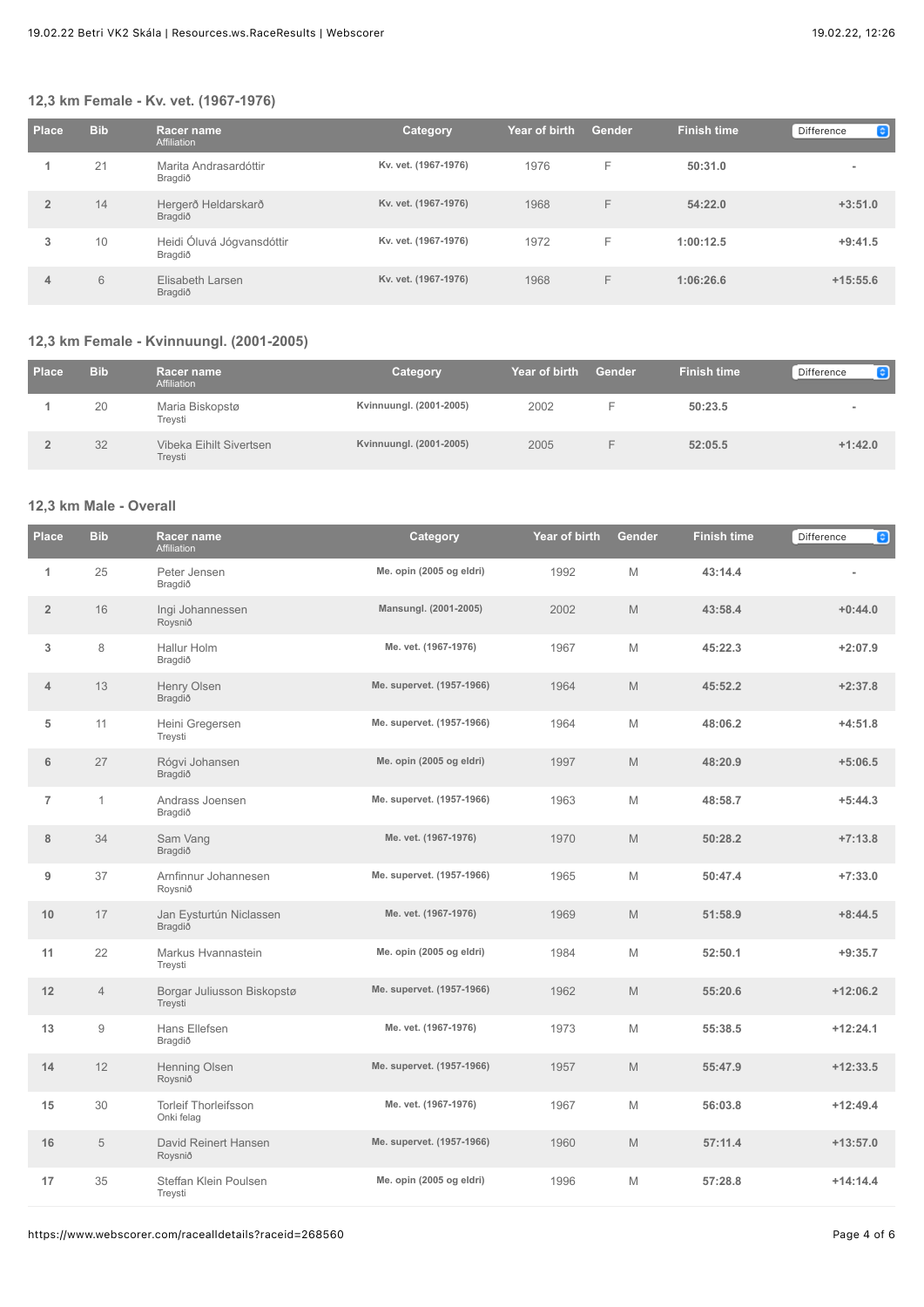## 12,3 km Female - Kv. vet. (1967-1976)

| Place | Bib | Racer name Affiliation | Category | Year of birth | Gender | Finish time | Difference |
|---|---|---|---|---|---|---|---|
| 1 | 21 | Marita Andrasardóttir Bragdið | Kv. vet. (1967-1976) | 1976 | F | 50:31.0 | - |
| 2 | 14 | Hergerð Heldarskarð Bragdið | Kv. vet. (1967-1976) | 1968 | F | 54:22.0 | +3:51.0 |
| 3 | 10 | Heidi Óluvá Jógvansdóttir Bragdið | Kv. vet. (1967-1976) | 1972 | F | 1:00:12.5 | +9:41.5 |
| 4 | 6 | Elisabeth Larsen Bragdið | Kv. vet. (1967-1976) | 1968 | F | 1:06:26.6 | +15:55.6 |

## 12,3 km Female - Kvinnuungl. (2001-2005)

| Place | Bib | Racer name Affiliation | Category | Year of birth | Gender | Finish time | Difference |
|---|---|---|---|---|---|---|---|
| 1 | 20 | Maria Biskopstø Treysti | Kvinnuungl. (2001-2005) | 2002 | F | 50:23.5 | - |
| 2 | 32 | Vibeka Eihilt Sivertsen Treysti | Kvinnuungl. (2001-2005) | 2005 | F | 52:05.5 | +1:42.0 |

## 12,3 km Male - Overall

| Place | Bib | Racer name Affiliation | Category | Year of birth | Gender | Finish time | Difference |
|---|---|---|---|---|---|---|---|
| 1 | 25 | Peter Jensen Bragdið | Me. opin (2005 og eldri) | 1992 | M | 43:14.4 | - |
| 2 | 16 | Ingi Johannessen Roysnið | Mansungl. (2001-2005) | 2002 | M | 43:58.4 | +0:44.0 |
| 3 | 8 | Hallur Holm Bragdið | Me. vet. (1967-1976) | 1967 | M | 45:22.3 | +2:07.9 |
| 4 | 13 | Henry Olsen Bragdið | Me. supervet. (1957-1966) | 1964 | M | 45:52.2 | +2:37.8 |
| 5 | 11 | Heini Gregersen Treysti | Me. supervet. (1957-1966) | 1964 | M | 48:06.2 | +4:51.8 |
| 6 | 27 | Rógvi Johansen Bragdið | Me. opin (2005 og eldri) | 1997 | M | 48:20.9 | +5:06.5 |
| 7 | 1 | Andrass Joensen Bragdið | Me. supervet. (1957-1966) | 1963 | M | 48:58.7 | +5:44.3 |
| 8 | 34 | Sam Vang Bragdið | Me. vet. (1967-1976) | 1970 | M | 50:28.2 | +7:13.8 |
| 9 | 37 | Arnfinnur Johannesen Roysnið | Me. supervet. (1957-1966) | 1965 | M | 50:47.4 | +7:33.0 |
| 10 | 17 | Jan Eysturtún Niclassen Bragdið | Me. vet. (1967-1976) | 1969 | M | 51:58.9 | +8:44.5 |
| 11 | 22 | Markus Hvannastein Treysti | Me. opin (2005 og eldri) | 1984 | M | 52:50.1 | +9:35.7 |
| 12 | 4 | Borgar Juliusson Biskopstø Treysti | Me. supervet. (1957-1966) | 1962 | M | 55:20.6 | +12:06.2 |
| 13 | 9 | Hans Ellefsen Bragdið | Me. vet. (1967-1976) | 1973 | M | 55:38.5 | +12:24.1 |
| 14 | 12 | Henning Olsen Roysnið | Me. supervet. (1957-1966) | 1957 | M | 55:47.9 | +12:33.5 |
| 15 | 30 | Torleif Thorleifsson Onki felag | Me. vet. (1967-1976) | 1967 | M | 56:03.8 | +12:49.4 |
| 16 | 5 | David Reinert Hansen Roysnið | Me. supervet. (1957-1966) | 1960 | M | 57:11.4 | +13:57.0 |
| 17 | 35 | Steffan Klein Poulsen Treysti | Me. opin (2005 og eldri) | 1996 | M | 57:28.8 | +14:14.4 |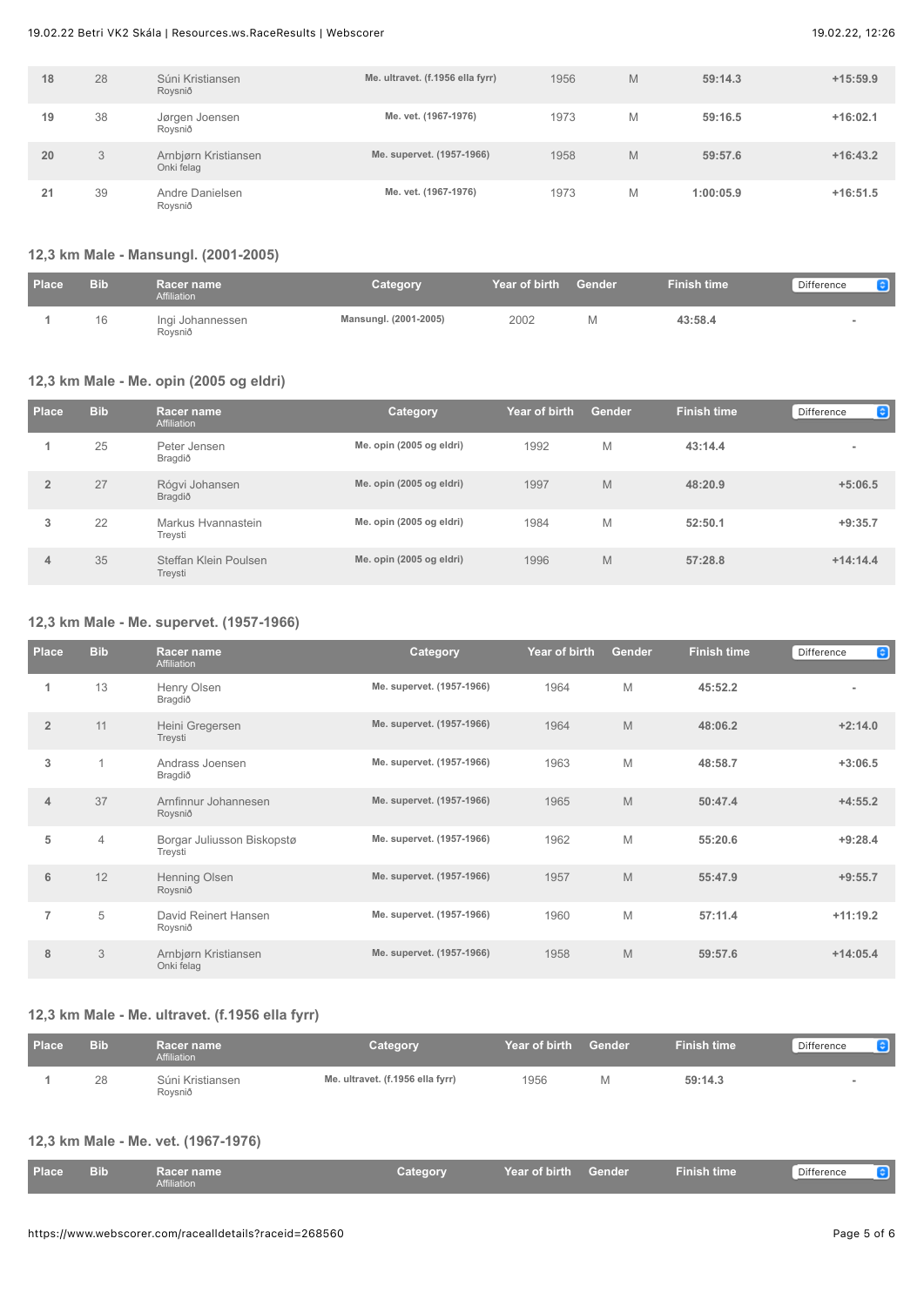| 18 | 28 | Súni Kristiansen<br>Roysnið | Me. ultravet. (f.1956 ella fyrr) | 1956 | M | 59:14.3 | +15:59.9 |
|---|---|---|---|---|---|---|---|
| 19 | 38 | Jørgen Joensen<br>Roysnið | Me. vet. (1967-1976) | 1973 | M | 59:16.5 | +16:02.1 |
| 20 | 3 | Arnbjørn Kristiansen<br>Onki felag | Me. supervet. (1957-1966) | 1958 | M | 59:57.6 | +16:43.2 |
| 21 | 39 | Andre Danielsen<br>Roysnið | Me. vet. (1967-1976) | 1973 | M | 1:00:05.9 | +16:51.5 |

## 12,3 km Male - Mansungl. (2001-2005)

| Place | Bib | Racer name<br>Affiliation | Category | Year of birth | Gender | Finish time | Difference |
|---|---|---|---|---|---|---|---|
| 1 | 16 | Ingi Johannessen<br>Roysnið | Mansungl. (2001-2005) | 2002 | M | 43:58.4 | - |

## 12,3 km Male - Me. opin (2005 og eldri)

| Place | Bib | Racer name<br>Affiliation | Category | Year of birth | Gender | Finish time | Difference |
|---|---|---|---|---|---|---|---|
| 1 | 25 | Peter Jensen<br>Bragdið | Me. opin (2005 og eldri) | 1992 | M | 43:14.4 | - |
| 2 | 27 | Rógvi Johansen<br>Bragdið | Me. opin (2005 og eldri) | 1997 | M | 48:20.9 | +5:06.5 |
| 3 | 22 | Markus Hvannastein<br>Treysti | Me. opin (2005 og eldri) | 1984 | M | 52:50.1 | +9:35.7 |
| 4 | 35 | Steffan Klein Poulsen<br>Treysti | Me. opin (2005 og eldri) | 1996 | M | 57:28.8 | +14:14.4 |

## 12,3 km Male - Me. supervet. (1957-1966)

| Place | Bib | Racer name<br>Affiliation | Category | Year of birth | Gender | Finish time | Difference |
|---|---|---|---|---|---|---|---|
| 1 | 13 | Henry Olsen<br>Bragdið | Me. supervet. (1957-1966) | 1964 | M | 45:52.2 | - |
| 2 | 11 | Heini Gregersen<br>Treysti | Me. supervet. (1957-1966) | 1964 | M | 48:06.2 | +2:14.0 |
| 3 | 1 | Andrass Joensen<br>Bragdið | Me. supervet. (1957-1966) | 1963 | M | 48:58.7 | +3:06.5 |
| 4 | 37 | Arnfinnur Johannesen<br>Roysnið | Me. supervet. (1957-1966) | 1965 | M | 50:47.4 | +4:55.2 |
| 5 | 4 | Borgar Juliusson Biskopstø<br>Treysti | Me. supervet. (1957-1966) | 1962 | M | 55:20.6 | +9:28.4 |
| 6 | 12 | Henning Olsen<br>Roysnið | Me. supervet. (1957-1966) | 1957 | M | 55:47.9 | +9:55.7 |
| 7 | 5 | David Reinert Hansen<br>Roysnið | Me. supervet. (1957-1966) | 1960 | M | 57:11.4 | +11:19.2 |
| 8 | 3 | Arnbjørn Kristiansen<br>Onki felag | Me. supervet. (1957-1966) | 1958 | M | 59:57.6 | +14:05.4 |

## 12,3 km Male - Me. ultravet. (f.1956 ella fyrr)

| Place | Bib | Racer name<br>Affiliation | Category | Year of birth | Gender | Finish time | Difference |
|---|---|---|---|---|---|---|---|
| 1 | 28 | Súni Kristiansen<br>Roysnið | Me. ultravet. (f.1956 ella fyrr) | 1956 | M | 59:14.3 | - |

## 12,3 km Male - Me. vet. (1967-1976)

| Place | Bib | Racer name<br>Affiliation | Category | Year of birth | Gender | Finish time | Difference |
|---|---|---|---|---|---|---|---|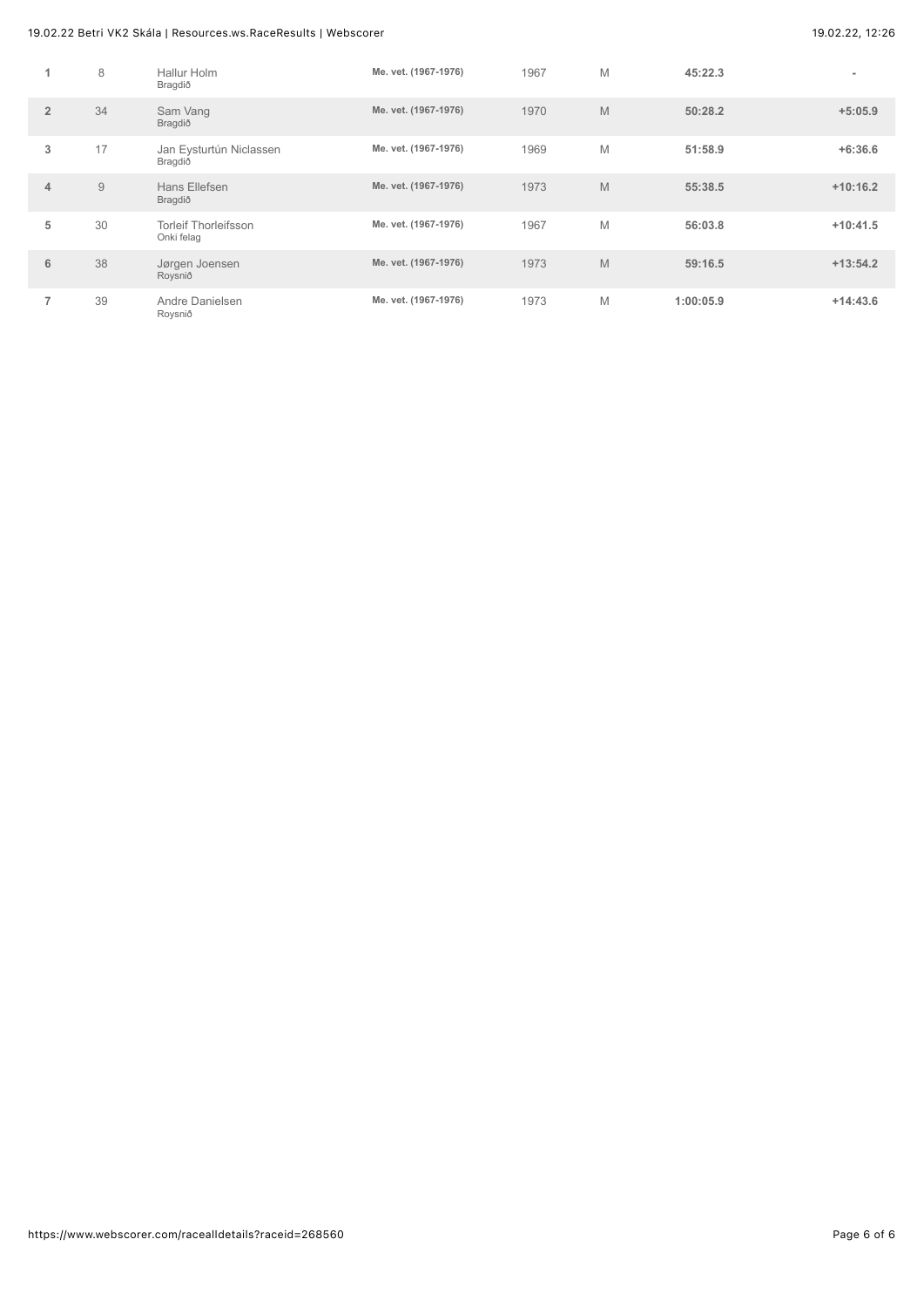| | | | | | | | |
|---|---|---|---|---|---|---|---|
| 1 | 8 | Hallur Holm<br>Bragdið | **Me. vet. (1967-1976)** | 1967 | M | **45:22.3** | - |
| 2 | 34 | Sam Vang<br>Bragdið | **Me. vet. (1967-1976)** | 1970 | M | **50:28.2** | **+5:05.9** |
| 3 | 17 | Jan Eysturtún Niclassen<br>Bragdið | **Me. vet. (1967-1976)** | 1969 | M | **51:58.9** | **+6:36.6** |
| 4 | 9 | Hans Ellefsen<br>Bragdið | **Me. vet. (1967-1976)** | 1973 | M | **55:38.5** | **+10:16.2** |
| 5 | 30 | Torleif Thorleifsson<br>Onki felag | **Me. vet. (1967-1976)** | 1967 | M | **56:03.8** | **+10:41.5** |
| 6 | 38 | Jørgen Joensen<br>Roysnið | **Me. vet. (1967-1976)** | 1973 | M | **59:16.5** | **+13:54.2** |
| 7 | 39 | Andre Danielsen<br>Roysnið | **Me. vet. (1967-1976)** | 1973 | M | **1:00:05.9** | **+14:43.6** |